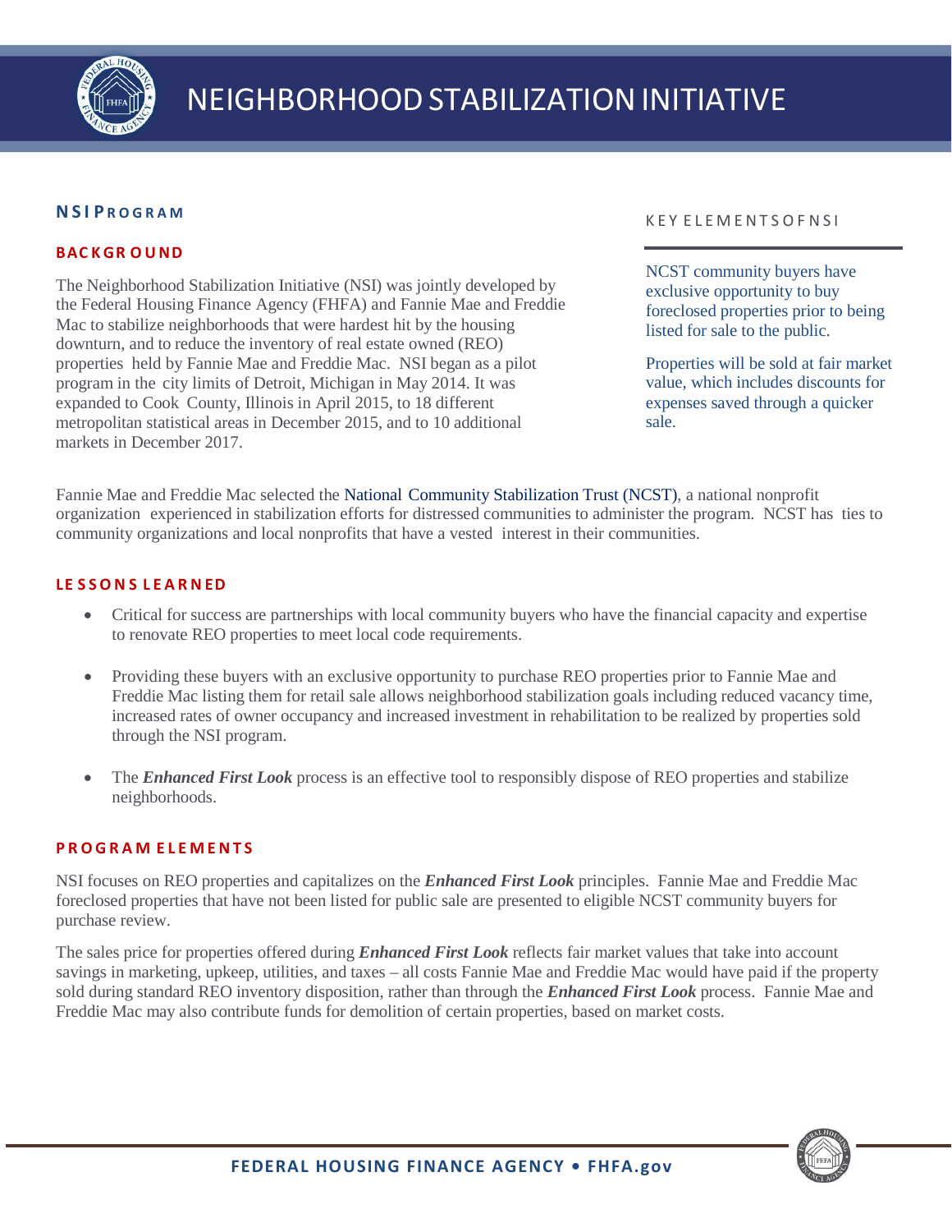# NEIGHBORHOOD STABILIZATION INITIATIVE

## NSI PROGRAM

### BACKGROUND

The Neighborhood Stabilization Initiative (NSI) was jointly developed by the Federal Housing Finance Agency (FHFA) and Fannie Mae and Freddie Mac to stabilize neighborhoods that were hardest hit by the housing downturn, and to reduce the inventory of real estate owned (REO) properties held by Fannie Mae and Freddie Mac. NSI began as a pilot program in the city limits of Detroit, Michigan in May 2014. It was expanded to Cook County, Illinois in April 2015, to 18 different metropolitan statistical areas in December 2015, and to 10 additional markets in December 2017.

### KEY ELEMENTS OF NSI

NCST community buyers have exclusive opportunity to buy foreclosed properties prior to being listed for sale to the public.

Properties will be sold at fair market value, which includes discounts for expenses saved through a quicker sale.

Fannie Mae and Freddie Mac selected the National Community Stabilization Trust (NCST), a national nonprofit organization experienced in stabilization efforts for distressed communities to administer the program. NCST has ties to community organizations and local nonprofits that have a vested interest in their communities.

### LESSONS LEARNED

- Critical for success are partnerships with local community buyers who have the financial capacity and expertise to renovate REO properties to meet local code requirements.
- Providing these buyers with an exclusive opportunity to purchase REO properties prior to Fannie Mae and Freddie Mac listing them for retail sale allows neighborhood stabilization goals including reduced vacancy time, increased rates of owner occupancy and increased investment in rehabilitation to be realized by properties sold through the NSI program.
- The ***Enhanced First Look*** process is an effective tool to responsibly dispose of REO properties and stabilize neighborhoods.

### PROGRAM ELEMENTS

NSI focuses on REO properties and capitalizes on the ***Enhanced First Look*** principles. Fannie Mae and Freddie Mac foreclosed properties that have not been listed for public sale are presented to eligible NCST community buyers for purchase review.

The sales price for properties offered during ***Enhanced First Look*** reflects fair market values that take into account savings in marketing, upkeep, utilities, and taxes – all costs Fannie Mae and Freddie Mac would have paid if the property sold during standard REO inventory disposition, rather than through the ***Enhanced First Look*** process. Fannie Mae and Freddie Mac may also contribute funds for demolition of certain properties, based on market costs.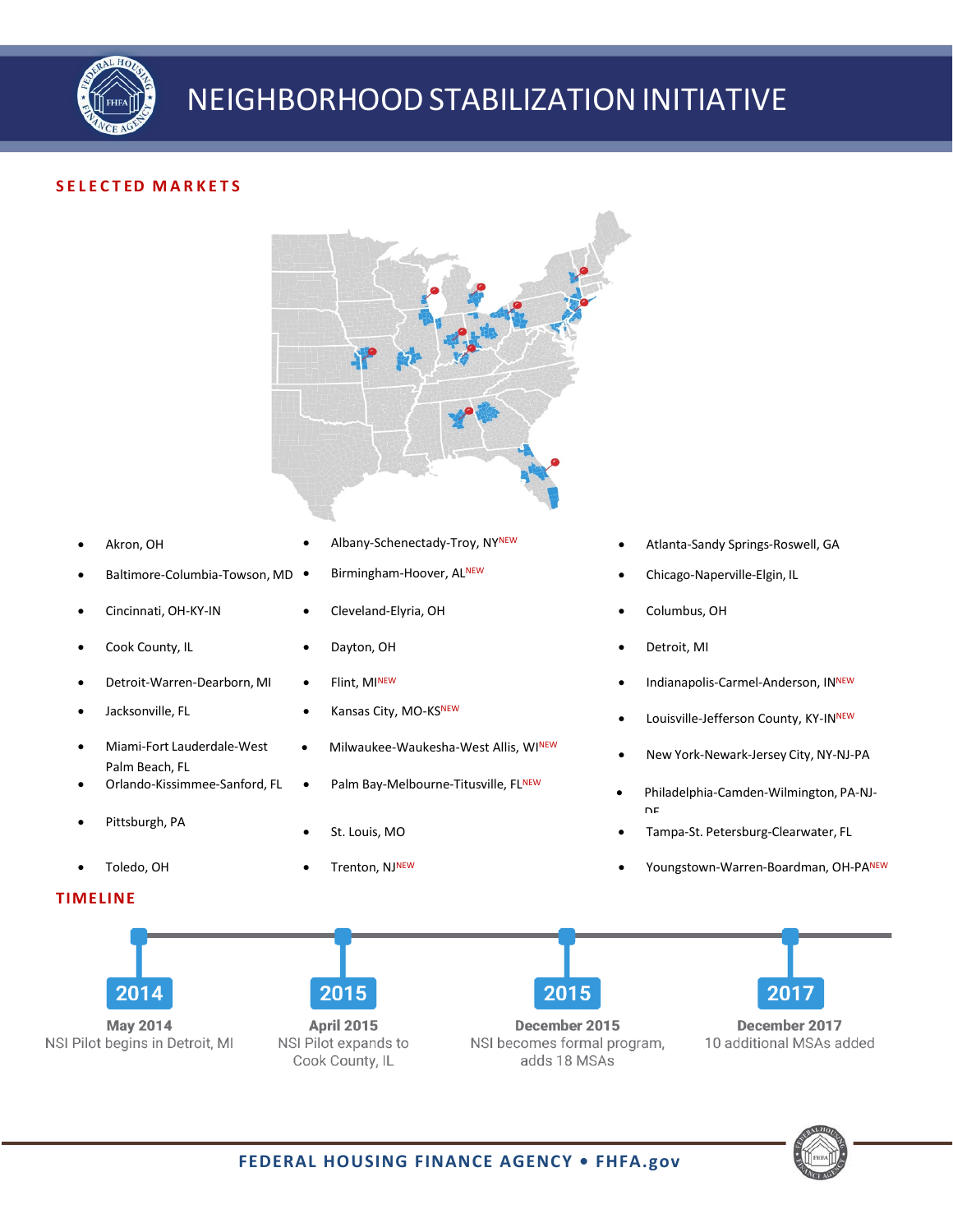# NEIGHBORHOOD STABILIZATION INITIATIVE

## SELECTED MARKETS

- Akron, OH
- Albany-Schenectady-Troy, NY NEW
- Atlanta-Sandy Springs-Roswell, GA
- Baltimore-Columbia-Towson, MD
- Birmingham-Hoover, AL NEW
- Chicago-Naperville-Elgin, IL
- Cincinnati, OH-KY-IN
- Cleveland-Elyria, OH
- Columbus, OH
- Cook County, IL
- Dayton, OH
- Detroit, MI
- Detroit-Warren-Dearborn, MI
- Flint, MI NEW
- Indianapolis-Carmel-Anderson, IN NEW
- Jacksonville, FL
- Kansas City, MO-KS NEW
- Louisville-Jefferson County, KY-IN NEW
- Miami-Fort Lauderdale-West Palm Beach, FL
- Milwaukee-Waukesha-West Allis, WI NEW
- New York-Newark-Jersey City, NY-NJ-PA
- Orlando-Kissimmee-Sanford, FL
- Palm Bay-Melbourne-Titusville, FL NEW
- Philadelphia-Camden-Wilmington, PA-NJ-DE
- Pittsburgh, PA
- St. Louis, MO
- Tampa-St. Petersburg-Clearwater, FL
- Toledo, OH
- Trenton, NJ NEW
- Youngstown-Warren-Boardman, OH-PA NEW

## TIMELINE

**2014**
**May 2014**
NSI Pilot begins in Detroit, MI

**2015**
**April 2015**
NSI Pilot expands to Cook County, IL

**2015**
**December 2015**
NSI becomes formal program, adds 18 MSAs

**2017**
**December 2017**
10 additional MSAs added

FEDERAL HOUSING FINANCE AGENCY • FHFA.gov